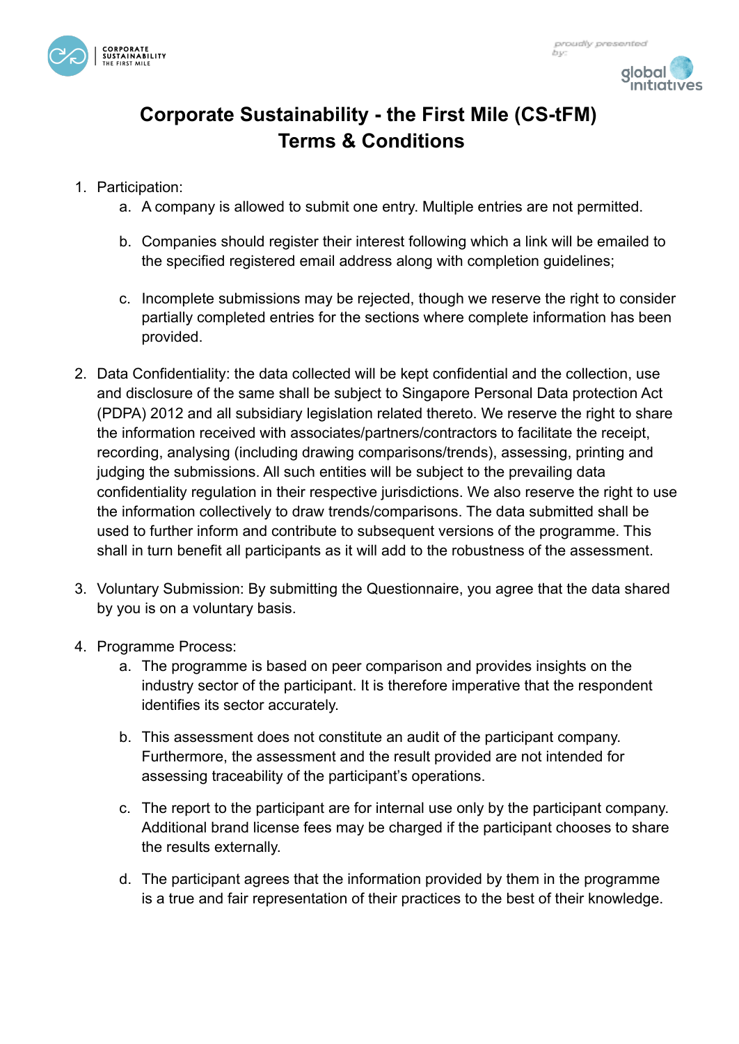# Corporate Sustainability - the First Mile (CS-tFM)
# Terms & Conditions

1. Participation:
   a. A company is allowed to submit one entry. Multiple entries are not permitted.

   b. Companies should register their interest following which a link will be emailed to the specified registered email address along with completion guidelines;

   c. Incomplete submissions may be rejected, though we reserve the right to consider partially completed entries for the sections where complete information has been provided.

2. Data Confidentiality: the data collected will be kept confidential and the collection, use and disclosure of the same shall be subject to Singapore Personal Data protection Act (PDPA) 2012 and all subsidiary legislation related thereto. We reserve the right to share the information received with associates/partners/contractors to facilitate the receipt, recording, analysing (including drawing comparisons/trends), assessing, printing and judging the submissions. All such entities will be subject to the prevailing data confidentiality regulation in their respective jurisdictions. We also reserve the right to use the information collectively to draw trends/comparisons. The data submitted shall be used to further inform and contribute to subsequent versions of the programme. This shall in turn benefit all participants as it will add to the robustness of the assessment.

3. Voluntary Submission: By submitting the Questionnaire, you agree that the data shared by you is on a voluntary basis.

4. Programme Process:
   a. The programme is based on peer comparison and provides insights on the industry sector of the participant. It is therefore imperative that the respondent identifies its sector accurately.

   b. This assessment does not constitute an audit of the participant company. Furthermore, the assessment and the result provided are not intended for assessing traceability of the participant's operations.

   c. The report to the participant are for internal use only by the participant company. Additional brand license fees may be charged if the participant chooses to share the results externally.

   d. The participant agrees that the information provided by them in the programme is a true and fair representation of their practices to the best of their knowledge.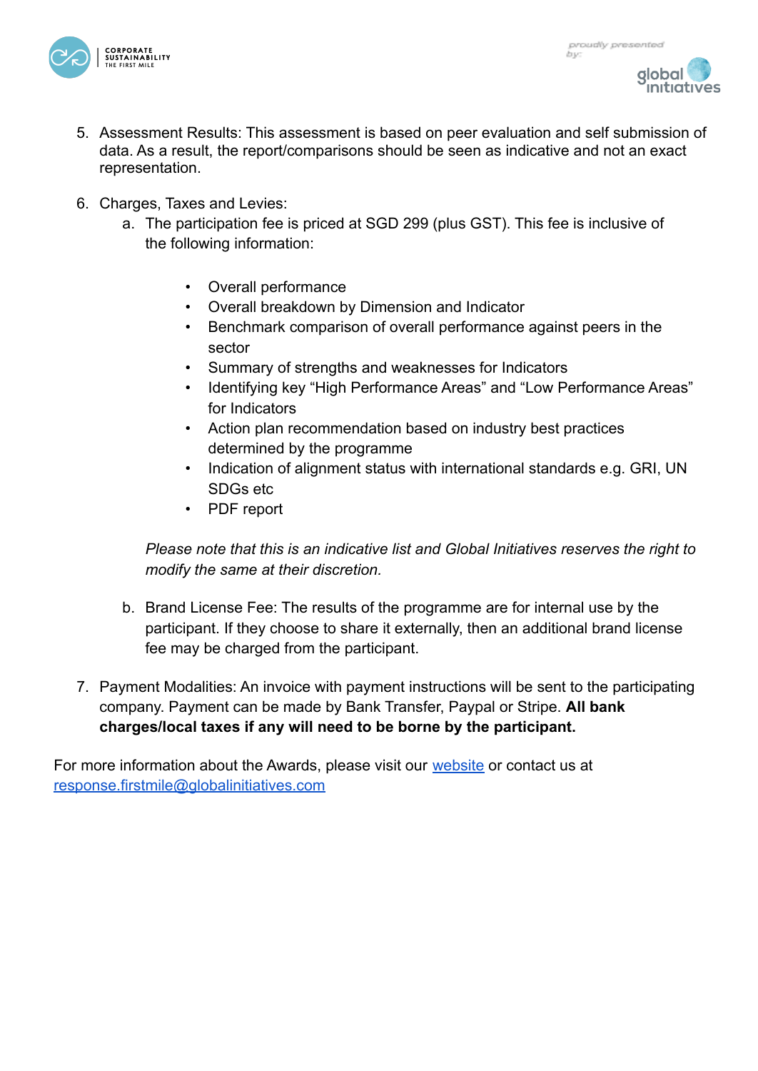5. Assessment Results: This assessment is based on peer evaluation and self submission of data. As a result, the report/comparisons should be seen as indicative and not an exact representation.

6. Charges, Taxes and Levies:
    a. The participation fee is priced at SGD 299 (plus GST). This fee is inclusive of the following information:

        - Overall performance
        - Overall breakdown by Dimension and Indicator
        - Benchmark comparison of overall performance against peers in the sector
        - Summary of strengths and weaknesses for Indicators
        - Identifying key "High Performance Areas" and "Low Performance Areas" for Indicators
        - Action plan recommendation based on industry best practices determined by the programme
        - Indication of alignment status with international standards e.g. GRI, UN SDGs etc
        - PDF report

        *Please note that this is an indicative list and Global Initiatives reserves the right to modify the same at their discretion.*

    b. Brand License Fee: The results of the programme are for internal use by the participant. If they choose to share it externally, then an additional brand license fee may be charged from the participant.

7. Payment Modalities: An invoice with payment instructions will be sent to the participating company. Payment can be made by Bank Transfer, Paypal or Stripe. **All bank charges/local taxes if any will need to be borne by the participant.**

For more information about the Awards, please visit our [website](#) or contact us at [response.firstmile@globalinitiatives.com](mailto:response.firstmile@globalinitiatives.com)